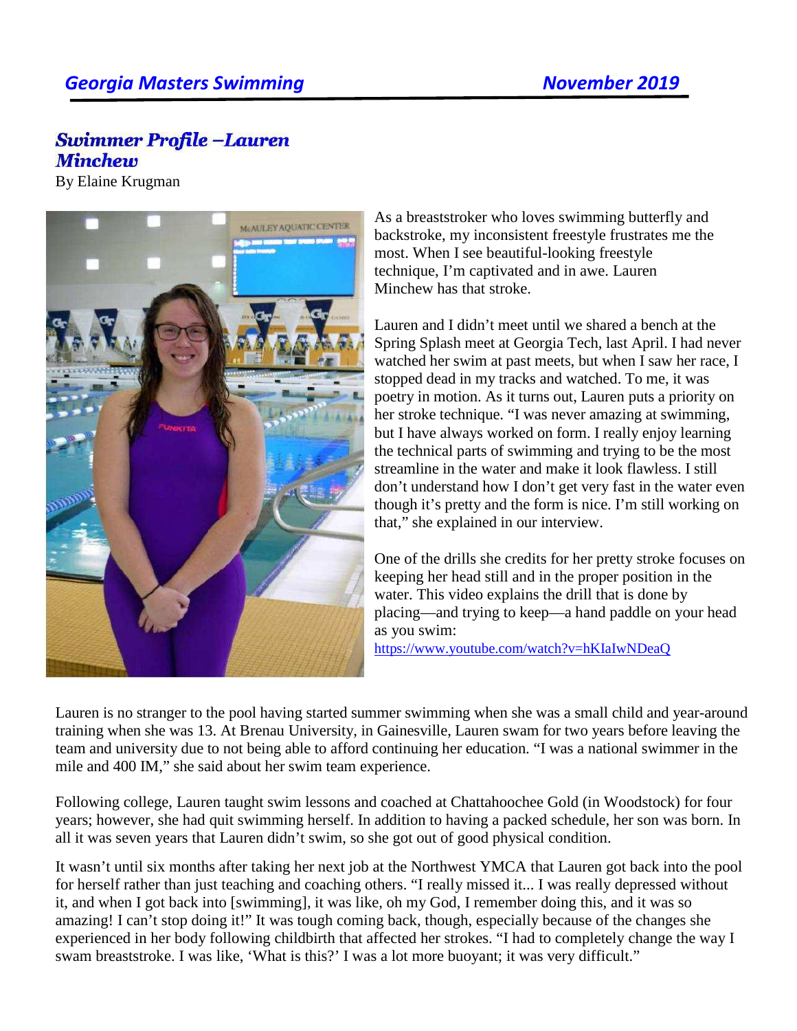## Swimmer Profile –Lauren Minchew

By Elaine Krugman

As a breaststroker who loves swimming butterfly and backstroke, my inconsistent freestyle frustrates me the most. When I see beautiful-looking freestyle technique, I'm captivated and in awe. Lauren Minchew has that stroke.

Lauren and I didn't meet until we shared a bench at the Spring Splash meet at Georgia Tech, last April. I had never watched her swim at past meets, but when I saw her race, I stopped dead in my tracks and watched. To me, it was poetry in motion. As it turns out, Lauren puts a priority on her stroke technique. "I was never amazing at swimming, but I have always worked on form. I really enjoy learning the technical parts of swimming and trying to be the most streamline in the water and make it look flawless. I still don't understand how I don't get very fast in the water even though it's pretty and the form is nice. I'm still working on that," she explained in our interview.

One of the drills she credits for her pretty stroke focuses on keeping her head still and in the proper position in the water. This video explains the drill that is done by placing—and trying to keep—a hand paddle on your head as you swim: https://www.youtube.com/watch?v=hKIaIwNDeaQ

Lauren is no stranger to the pool having started summer swimming when she was a small child and year-around training when she was 13. At Brenau University, in Gainesville, Lauren swam for two years before leaving the team and university due to not being able to afford continuing her education. "I was a national swimmer in the mile and 400 IM," she said about her swim team experience.

Following college, Lauren taught swim lessons and coached at Chattahoochee Gold (in Woodstock) for four years; however, she had quit swimming herself. In addition to having a packed schedule, her son was born. In all it was seven years that Lauren didn't swim, so she got out of good physical condition.

It wasn't until six months after taking her next job at the Northwest YMCA that Lauren got back into the pool for herself rather than just teaching and coaching others. "I really missed it... I was really depressed without it, and when I got back into [swimming], it was like, oh my God, I remember doing this, and it was so amazing! I can't stop doing it!" It was tough coming back, though, especially because of the changes she experienced in her body following childbirth that affected her strokes. "I had to completely change the way I swam breaststroke. I was like, 'What is this?' I was a lot more buoyant; it was very difficult."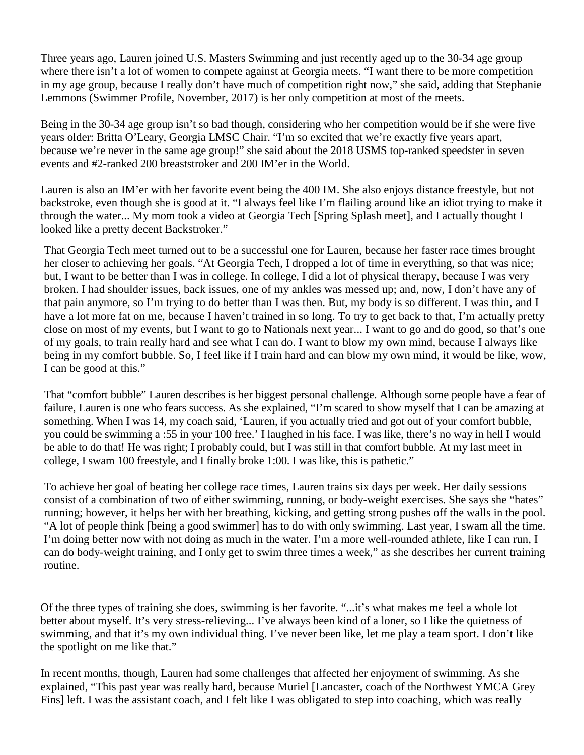Three years ago, Lauren joined U.S. Masters Swimming and just recently aged up to the 30-34 age group where there isn't a lot of women to compete against at Georgia meets. "I want there to be more competition in my age group, because I really don't have much of competition right now," she said, adding that Stephanie Lemmons (Swimmer Profile, November, 2017) is her only competition at most of the meets.

Being in the 30-34 age group isn't so bad though, considering who her competition would be if she were five years older: Britta O'Leary, Georgia LMSC Chair. "I'm so excited that we're exactly five years apart, because we're never in the same age group!" she said about the 2018 USMS top-ranked speedster in seven events and #2-ranked 200 breaststroker and 200 IM'er in the World.

Lauren is also an IM'er with her favorite event being the 400 IM. She also enjoys distance freestyle, but not backstroke, even though she is good at it. "I always feel like I'm flailing around like an idiot trying to make it through the water... My mom took a video at Georgia Tech [Spring Splash meet], and I actually thought I looked like a pretty decent Backstroker."

That Georgia Tech meet turned out to be a successful one for Lauren, because her faster race times brought her closer to achieving her goals. "At Georgia Tech, I dropped a lot of time in everything, so that was nice; but, I want to be better than I was in college. In college, I did a lot of physical therapy, because I was very broken. I had shoulder issues, back issues, one of my ankles was messed up; and, now, I don't have any of that pain anymore, so I'm trying to do better than I was then. But, my body is so different. I was thin, and I have a lot more fat on me, because I haven't trained in so long. To try to get back to that, I'm actually pretty close on most of my events, but I want to go to Nationals next year... I want to go and do good, so that's one of my goals, to train really hard and see what I can do. I want to blow my own mind, because I always like being in my comfort bubble. So, I feel like if I train hard and can blow my own mind, it would be like, wow, I can be good at this."

That "comfort bubble" Lauren describes is her biggest personal challenge. Although some people have a fear of failure, Lauren is one who fears success. As she explained, "I'm scared to show myself that I can be amazing at something. When I was 14, my coach said, 'Lauren, if you actually tried and got out of your comfort bubble, you could be swimming a :55 in your 100 free.' I laughed in his face. I was like, there's no way in hell I would be able to do that! He was right; I probably could, but I was still in that comfort bubble. At my last meet in college, I swam 100 freestyle, and I finally broke 1:00. I was like, this is pathetic."

To achieve her goal of beating her college race times, Lauren trains six days per week. Her daily sessions consist of a combination of two of either swimming, running, or body-weight exercises. She says she "hates" running; however, it helps her with her breathing, kicking, and getting strong pushes off the walls in the pool. "A lot of people think [being a good swimmer] has to do with only swimming. Last year, I swam all the time. I'm doing better now with not doing as much in the water. I'm a more well-rounded athlete, like I can run, I can do body-weight training, and I only get to swim three times a week," as she describes her current training routine.

Of the three types of training she does, swimming is her favorite. "...it's what makes me feel a whole lot better about myself. It's very stress-relieving... I've always been kind of a loner, so I like the quietness of swimming, and that it's my own individual thing. I've never been like, let me play a team sport. I don't like the spotlight on me like that."

In recent months, though, Lauren had some challenges that affected her enjoyment of swimming. As she explained, "This past year was really hard, because Muriel [Lancaster, coach of the Northwest YMCA Grey Fins] left. I was the assistant coach, and I felt like I was obligated to step into coaching, which was really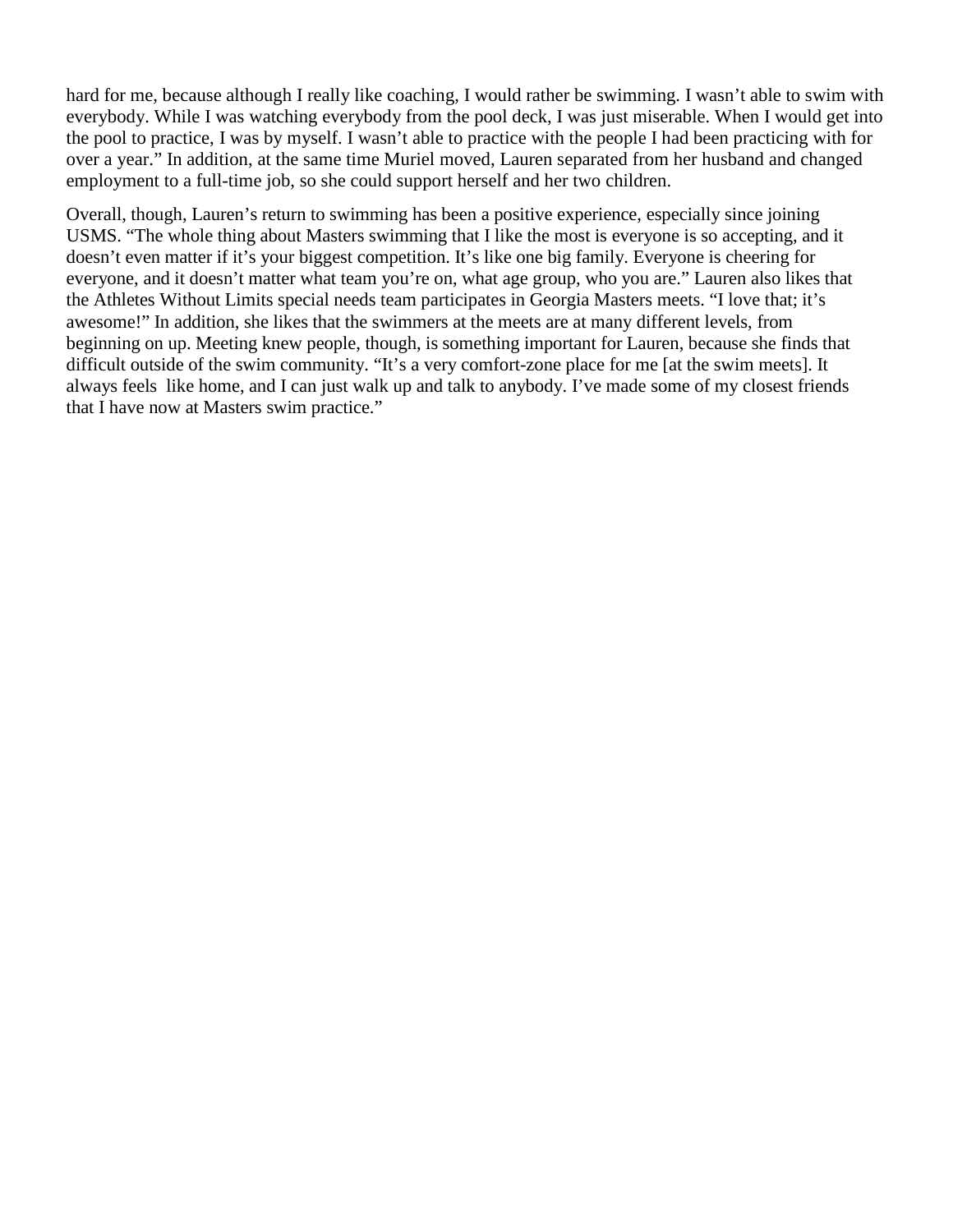hard for me, because although I really like coaching, I would rather be swimming. I wasn't able to swim with everybody. While I was watching everybody from the pool deck, I was just miserable. When I would get into the pool to practice, I was by myself. I wasn't able to practice with the people I had been practicing with for over a year." In addition, at the same time Muriel moved, Lauren separated from her husband and changed employment to a full-time job, so she could support herself and her two children.

Overall, though, Lauren's return to swimming has been a positive experience, especially since joining USMS. "The whole thing about Masters swimming that I like the most is everyone is so accepting, and it doesn't even matter if it's your biggest competition. It's like one big family. Everyone is cheering for everyone, and it doesn't matter what team you're on, what age group, who you are." Lauren also likes that the Athletes Without Limits special needs team participates in Georgia Masters meets. "I love that; it's awesome!" In addition, she likes that the swimmers at the meets are at many different levels, from beginning on up. Meeting knew people, though, is something important for Lauren, because she finds that difficult outside of the swim community. "It's a very comfort-zone place for me [at the swim meets]. It always feels like home, and I can just walk up and talk to anybody. I've made some of my closest friends that I have now at Masters swim practice."